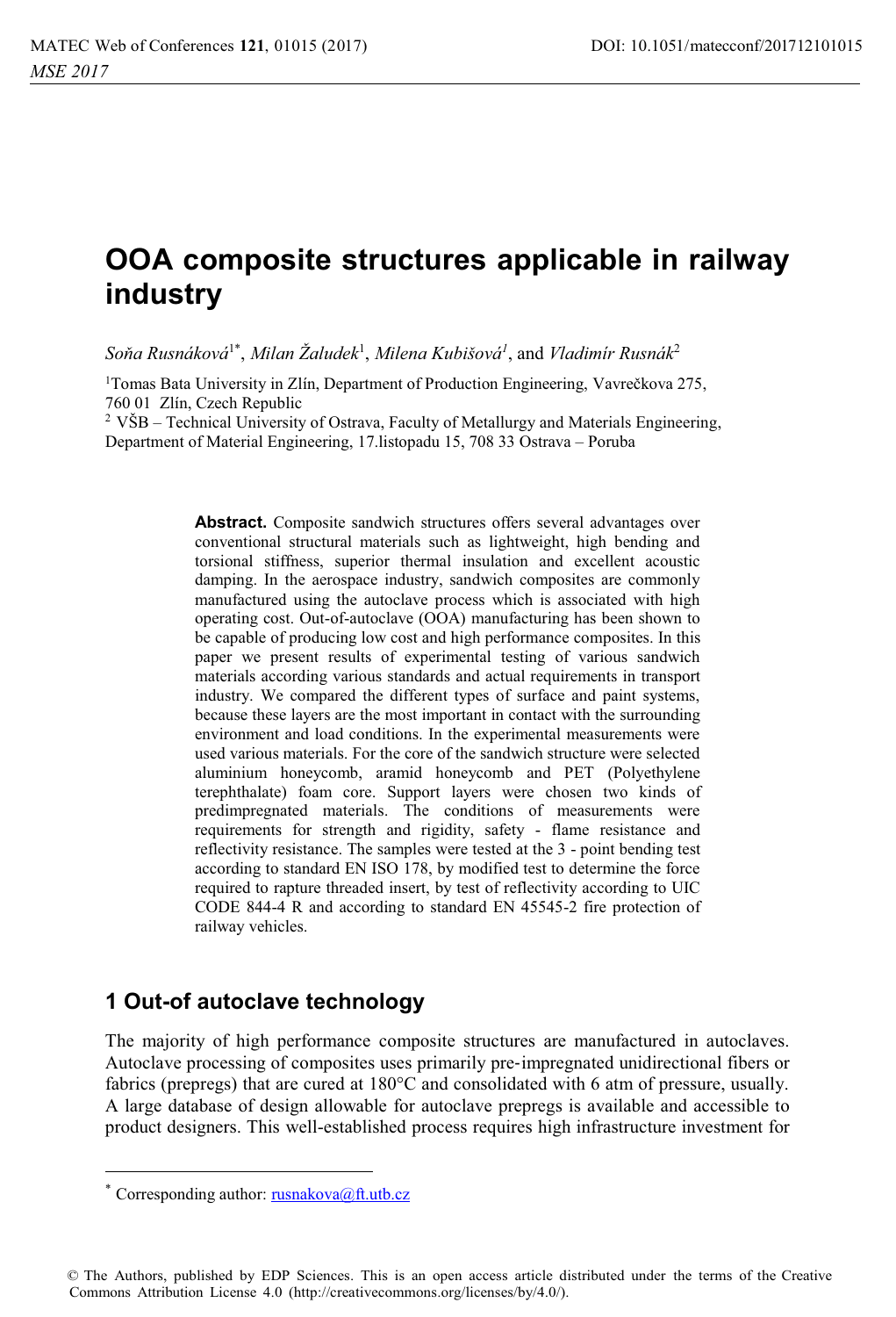# OOA composite structures applicable in railway industry

*Soňa Rusnáková*[1*], *Milan Žaludek*[1], *Milena Kubišová*[1], and *Vladimír Rusnák*[2]

[1]Tomas Bata University in Zlín, Department of Production Engineering, Vavrečkova 275, 760 01 Zlín, Czech Republic

[2] VŠB – Technical University of Ostrava, Faculty of Metallurgy and Materials Engineering, Department of Material Engineering, 17.listopadu 15, 708 33 Ostrava – Poruba

**Abstract.** Composite sandwich structures offers several advantages over conventional structural materials such as lightweight, high bending and torsional stiffness, superior thermal insulation and excellent acoustic damping. In the aerospace industry, sandwich composites are commonly manufactured using the autoclave process which is associated with high operating cost. Out-of-autoclave (OOA) manufacturing has been shown to be capable of producing low cost and high performance composites. In this paper we present results of experimental testing of various sandwich materials according various standards and actual requirements in transport industry. We compared the different types of surface and paint systems, because these layers are the most important in contact with the surrounding environment and load conditions. In the experimental measurements were used various materials. For the core of the sandwich structure were selected aluminium honeycomb, aramid honeycomb and PET (Polyethylene terephthalate) foam core. Support layers were chosen two kinds of predimpregnated materials. The conditions of measurements were requirements for strength and rigidity, safety - flame resistance and reflectivity resistance. The samples were tested at the 3 - point bending test according to standard EN ISO 178, by modified test to determine the force required to rapture threaded insert, by test of reflectivity according to UIC CODE 844-4 R and according to standard EN 45545-2 fire protection of railway vehicles.

## 1 Out-of autoclave technology

The majority of high performance composite structures are manufactured in autoclaves. Autoclave processing of composites uses primarily pre-impregnated unidirectional fibers or fabrics (prepregs) that are cured at 180°C and consolidated with 6 atm of pressure, usually. A large database of design allowable for autoclave prepregs is available and accessible to product designers. This well-established process requires high infrastructure investment for

---

* Corresponding author: rusnakova@ft.utb.cz

© The Authors, published by EDP Sciences. This is an open access article distributed under the terms of the Creative Commons Attribution License 4.0 (http://creativecommons.org/licenses/by/4.0/).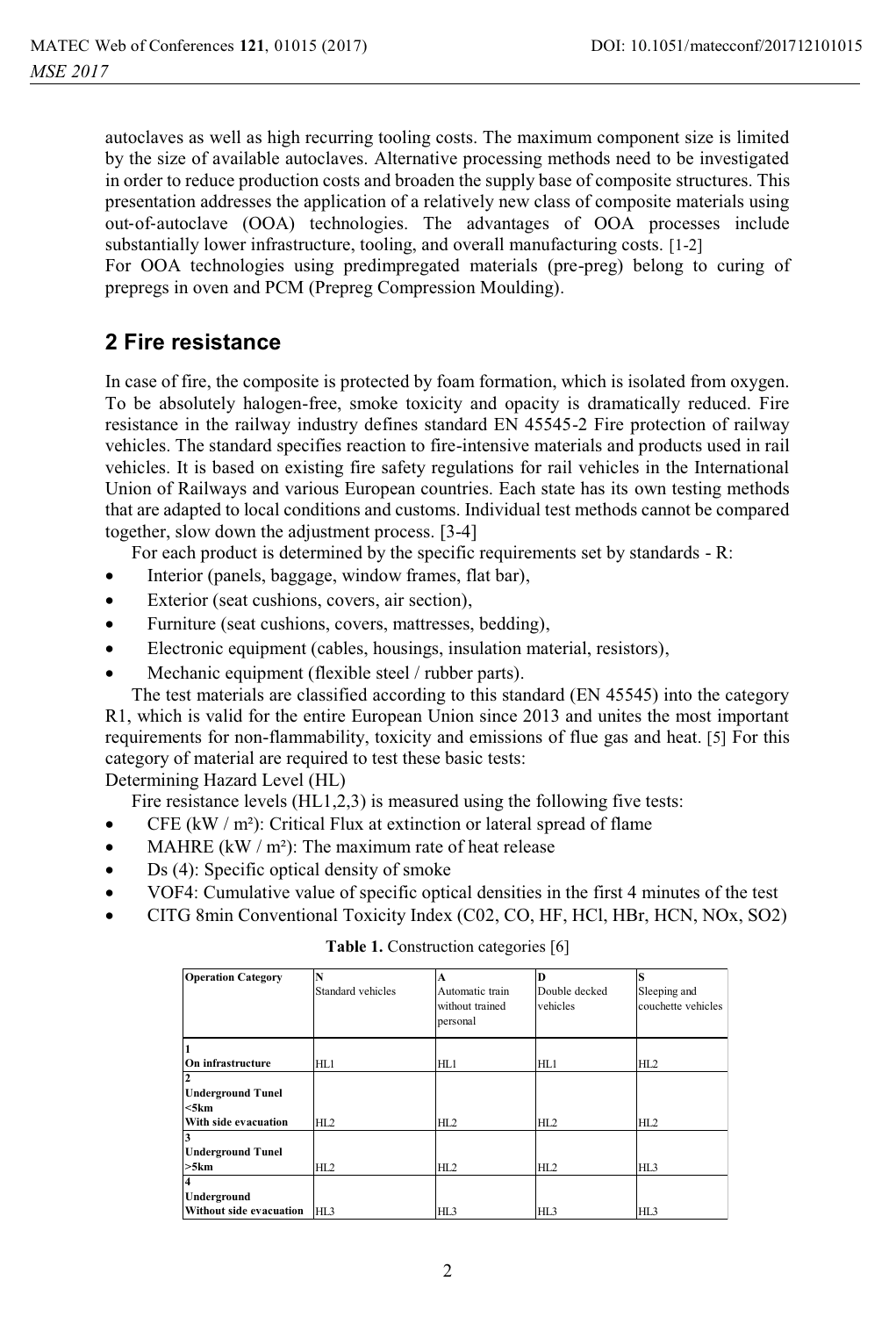autoclaves as well as high recurring tooling costs. The maximum component size is limited by the size of available autoclaves. Alternative processing methods need to be investigated in order to reduce production costs and broaden the supply base of composite structures. This presentation addresses the application of a relatively new class of composite materials using out-of-autoclave (OOA) technologies. The advantages of OOA processes include substantially lower infrastructure, tooling, and overall manufacturing costs. [1-2]

For OOA technologies using predimpregated materials (pre-preg) belong to curing of prepregs in oven and PCM (Prepreg Compression Moulding).

## 2 Fire resistance

In case of fire, the composite is protected by foam formation, which is isolated from oxygen. To be absolutely halogen-free, smoke toxicity and opacity is dramatically reduced. Fire resistance in the railway industry defines standard EN 45545-2 Fire protection of railway vehicles. The standard specifies reaction to fire-intensive materials and products used in rail vehicles. It is based on existing fire safety regulations for rail vehicles in the International Union of Railways and various European countries. Each state has its own testing methods that are adapted to local conditions and customs. Individual test methods cannot be compared together, slow down the adjustment process. [3-4]

For each product is determined by the specific requirements set by standards - R:

- Interior (panels, baggage, window frames, flat bar),
- Exterior (seat cushions, covers, air section),
- Furniture (seat cushions, covers, mattresses, bedding),
- Electronic equipment (cables, housings, insulation material, resistors),
- Mechanic equipment (flexible steel / rubber parts).

The test materials are classified according to this standard (EN 45545) into the category R1, which is valid for the entire European Union since 2013 and unites the most important requirements for non-flammability, toxicity and emissions of flue gas and heat. [5] For this category of material are required to test these basic tests:

Determining Hazard Level (HL)

Fire resistance levels (HL1,2,3) is measured using the following five tests:

- CFE (kW / m²): Critical Flux at extinction or lateral spread of flame
- MAHRE (kW / m²): The maximum rate of heat release
- Ds (4): Specific optical density of smoke
- VOF4: Cumulative value of specific optical densities in the first 4 minutes of the test
- CITG 8min Conventional Toxicity Index (C02, CO, HF, HCl, HBr, HCN, NOx, SO2)

**Table 1.** Construction categories [6]

| **Operation Category** | **N** Standard vehicles | **A** Automatic train without trained personal | **D** Double decked vehicles | **S** Sleeping and couchette vehicles |
|---|---|---|---|---|
| **1 On infrastructure** | HL1 | HL1 | HL1 | HL2 |
| **2 Underground Tunel <5km With side evacuation** | HL2 | HL2 | HL2 | HL2 |
| **3 Underground Tunel >5km** | HL2 | HL2 | HL2 | HL3 |
| **4 Underground Without side evacuation** | HL3 | HL3 | HL3 | HL3 |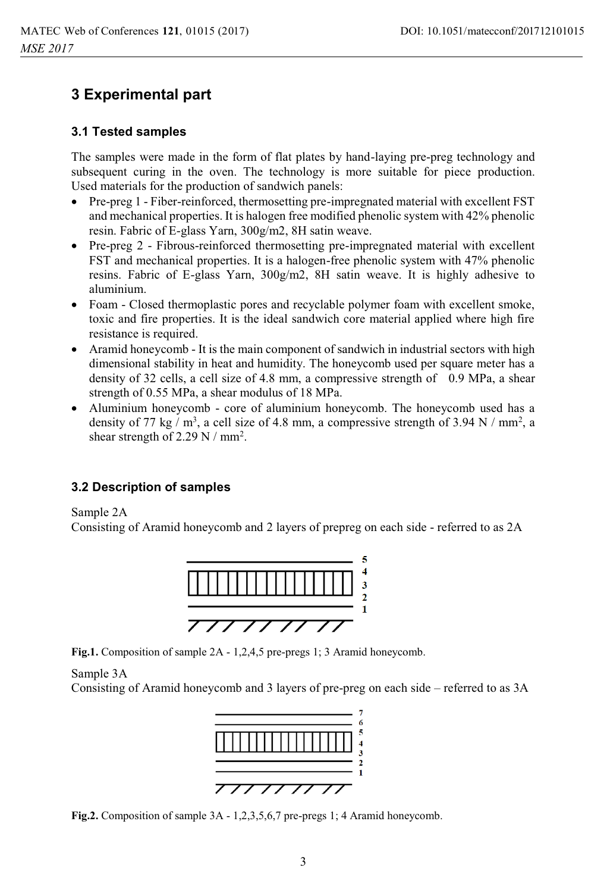# 3 Experimental part

## 3.1 Tested samples

The samples were made in the form of flat plates by hand-laying pre-preg technology and subsequent curing in the oven. The technology is more suitable for piece production. Used materials for the production of sandwich panels:

- Pre-preg 1 - Fiber-reinforced, thermosetting pre-impregnated material with excellent FST and mechanical properties. It is halogen free modified phenolic system with 42% phenolic resin. Fabric of E-glass Yarn, 300g/m2, 8H satin weave.
- Pre-preg 2 - Fibrous-reinforced thermosetting pre-impregnated material with excellent FST and mechanical properties. It is a halogen-free phenolic system with 47% phenolic resins. Fabric of E-glass Yarn, 300g/m2, 8H satin weave. It is highly adhesive to aluminium.
- Foam - Closed thermoplastic pores and recyclable polymer foam with excellent smoke, toxic and fire properties. It is the ideal sandwich core material applied where high fire resistance is required.
- Aramid honeycomb - It is the main component of sandwich in industrial sectors with high dimensional stability in heat and humidity. The honeycomb used per square meter has a density of 32 cells, a cell size of 4.8 mm, a compressive strength of 0.9 MPa, a shear strength of 0.55 MPa, a shear modulus of 18 MPa.
- Aluminium honeycomb - core of aluminium honeycomb. The honeycomb used has a density of 77 kg / m$^3$, a cell size of 4.8 mm, a compressive strength of 3.94 N / mm$^2$, a shear strength of 2.29 N / mm$^2$.

## 3.2 Description of samples

Sample 2A

Consisting of Aramid honeycomb and 2 layers of prepreg on each side - referred to as 2A

**Fig.1.** Composition of sample 2A - 1,2,4,5 pre-pregs 1; 3 Aramid honeycomb.

Sample 3A

Consisting of Aramid honeycomb and 3 layers of pre-preg on each side – referred to as 3A

**Fig.2.** Composition of sample 3A - 1,2,3,5,6,7 pre-pregs 1; 4 Aramid honeycomb.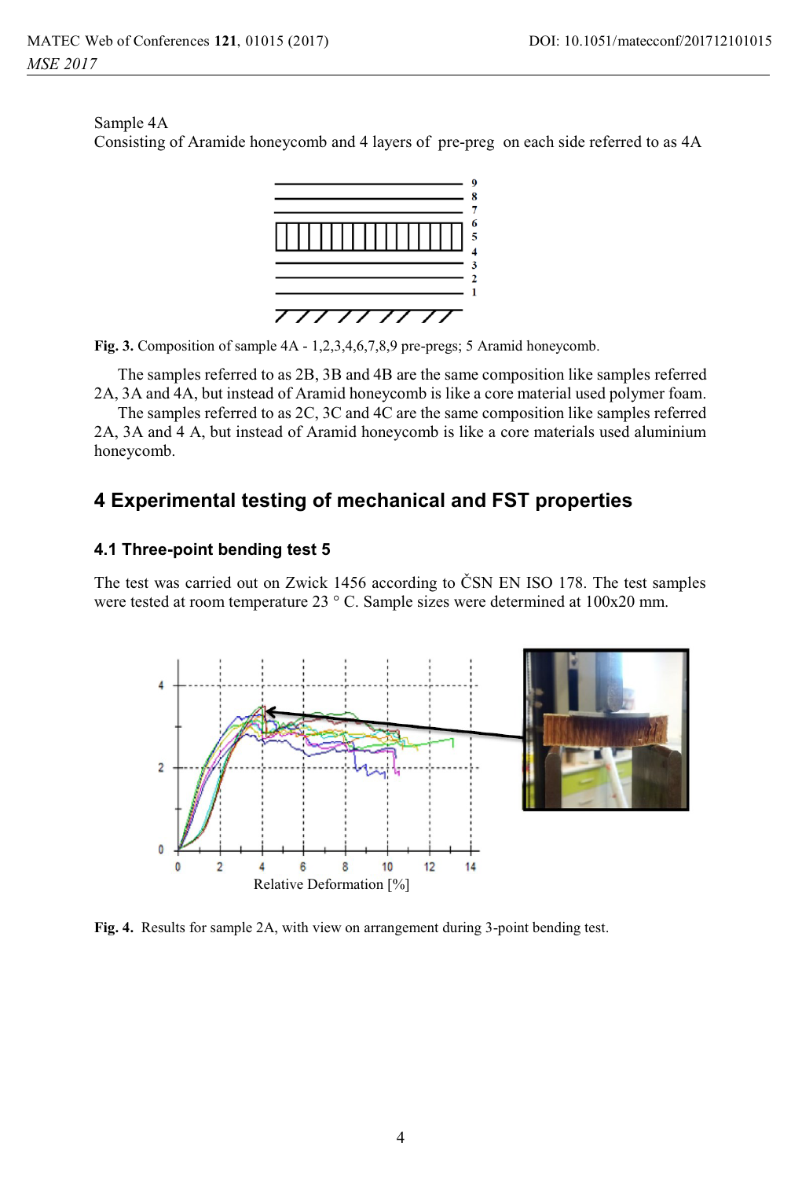Sample 4A
Consisting of Aramide honeycomb and 4 layers of pre-preg on each side referred to as 4A

Fig. 3. Composition of sample 4A - 1,2,3,4,6,7,8,9 pre-pregs; 5 Aramid honeycomb.

The samples referred to as 2B, 3B and 4B are the same composition like samples referred 2A, 3A and 4A, but instead of Aramid honeycomb is like a core material used polymer foam.

The samples referred to as 2C, 3C and 4C are the same composition like samples referred 2A, 3A and 4 A, but instead of Aramid honeycomb is like a core materials used aluminium honeycomb.

## 4 Experimental testing of mechanical and FST properties

### 4.1 Three-point bending test 5

The test was carried out on Zwick 1456 according to ČSN EN ISO 178. The test samples were tested at room temperature 23 ° C. Sample sizes were determined at 100x20 mm.

Fig. 4. Results for sample 2A, with view on arrangement during 3-point bending test.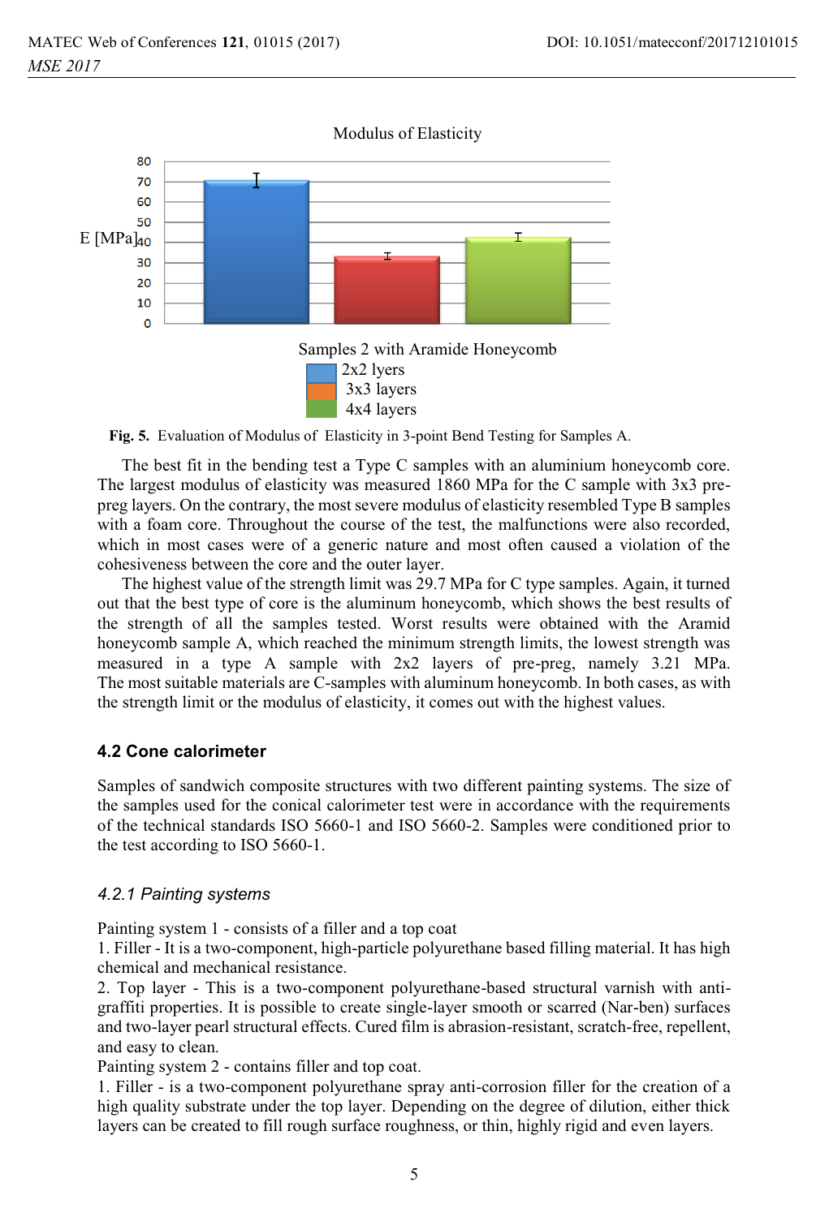Modulus of Elasticity

E [MPa]

Samples 2 with Aramide Honeycomb

2x2 lyers

3x3 layers

4x4 layers

**Fig. 5.** Evaluation of Modulus of Elasticity in 3-point Bend Testing for Samples A.

The best fit in the bending test a Type C samples with an aluminium honeycomb core. The largest modulus of elasticity was measured 1860 MPa for the C sample with 3x3 pre-preg layers. On the contrary, the most severe modulus of elasticity resembled Type B samples with a foam core. Throughout the course of the test, the malfunctions were also recorded, which in most cases were of a generic nature and most often caused a violation of the cohesiveness between the core and the outer layer.

The highest value of the strength limit was 29.7 MPa for C type samples. Again, it turned out that the best type of core is the aluminum honeycomb, which shows the best results of the strength of all the samples tested. Worst results were obtained with the Aramid honeycomb sample A, which reached the minimum strength limits, the lowest strength was measured in a type A sample with 2x2 layers of pre-preg, namely 3.21 MPa. The most suitable materials are C-samples with aluminum honeycomb. In both cases, as with the strength limit or the modulus of elasticity, it comes out with the highest values.

### 4.2 Cone calorimeter

Samples of sandwich composite structures with two different painting systems. The size of the samples used for the conical calorimeter test were in accordance with the requirements of the technical standards ISO 5660-1 and ISO 5660-2. Samples were conditioned prior to the test according to ISO 5660-1.

#### *4.2.1 Painting systems*

Painting system 1 - consists of a filler and a top coat

1. Filler - It is a two-component, high-particle polyurethane based filling material. It has high chemical and mechanical resistance.

2. Top layer - This is a two-component polyurethane-based structural varnish with anti-graffiti properties. It is possible to create single-layer smooth or scarred (Nar-ben) surfaces and two-layer pearl structural effects. Cured film is abrasion-resistant, scratch-free, repellent, and easy to clean.

Painting system 2 - contains filler and top coat.

1. Filler - is a two-component polyurethane spray anti-corrosion filler for the creation of a high quality substrate under the top layer. Depending on the degree of dilution, either thick layers can be created to fill rough surface roughness, or thin, highly rigid and even layers.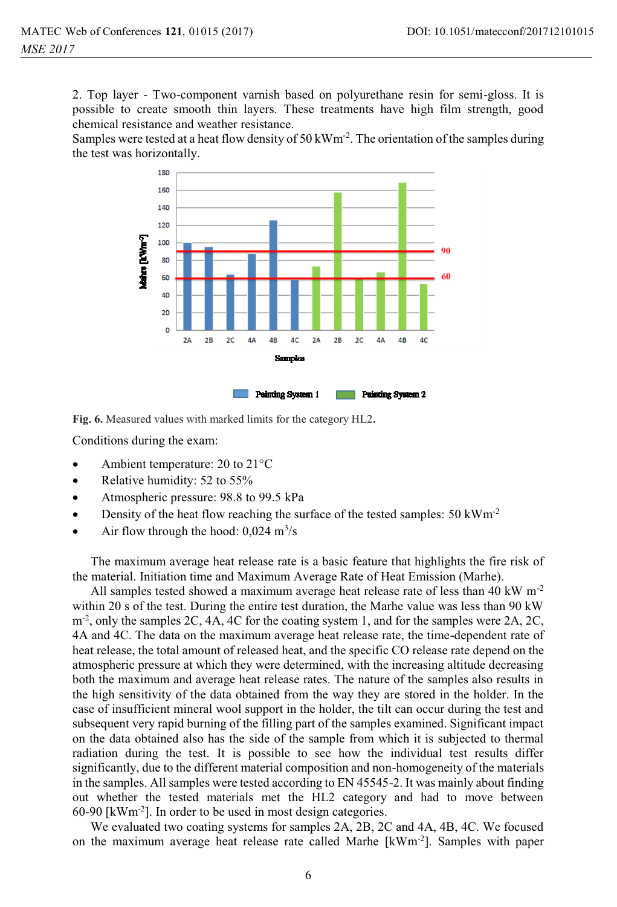2. Top layer - Two-component varnish based on polyurethane resin for semi-gloss. It is possible to create smooth thin layers. These treatments have high film strength, good chemical resistance and weather resistance.
Samples were tested at a heat flow density of 50 $kWm^{-2}$. The orientation of the samples during the test was horizontally.

**Fig. 6.** Measured values with marked limits for the category HL2**.**

Conditions during the exam:

- Ambient temperature: 20 to 21°C
- Relative humidity: 52 to 55%
- Atmospheric pressure: 98.8 to 99.5 kPa
- Density of the heat flow reaching the surface of the tested samples: 50 $kWm^{-2}$
- Air flow through the hood: 0,024 $m^3/s$

The maximum average heat release rate is a basic feature that highlights the fire risk of the material. Initiation time and Maximum Average Rate of Heat Emission (Marhe).

All samples tested showed a maximum average heat release rate of less than 40 kW $m^{-2}$ within 20 s of the test. During the entire test duration, the Marhe value was less than 90 kW $m^{-2}$, only the samples 2C, 4A, 4C for the coating system 1, and for the samples were 2A, 2C, 4A and 4C. The data on the maximum average heat release rate, the time-dependent rate of heat release, the total amount of released heat, and the specific CO release rate depend on the atmospheric pressure at which they were determined, with the increasing altitude decreasing both the maximum and average heat release rates. The nature of the samples also results in the high sensitivity of the data obtained from the way they are stored in the holder. In the case of insufficient mineral wool support in the holder, the tilt can occur during the test and subsequent very rapid burning of the filling part of the samples examined. Significant impact on the data obtained also has the side of the sample from which it is subjected to thermal radiation during the test. It is possible to see how the individual test results differ significantly, due to the different material composition and non-homogeneity of the materials in the samples. All samples were tested according to EN 45545-2. It was mainly about finding out whether the tested materials met the HL2 category and had to move between 60-90 [$kWm^{-2}$]. In order to be used in most design categories.

We evaluated two coating systems for samples 2A, 2B, 2C and 4A, 4B, 4C. We focused on the maximum average heat release rate called Marhe [$kWm^{-2}$]. Samples with paper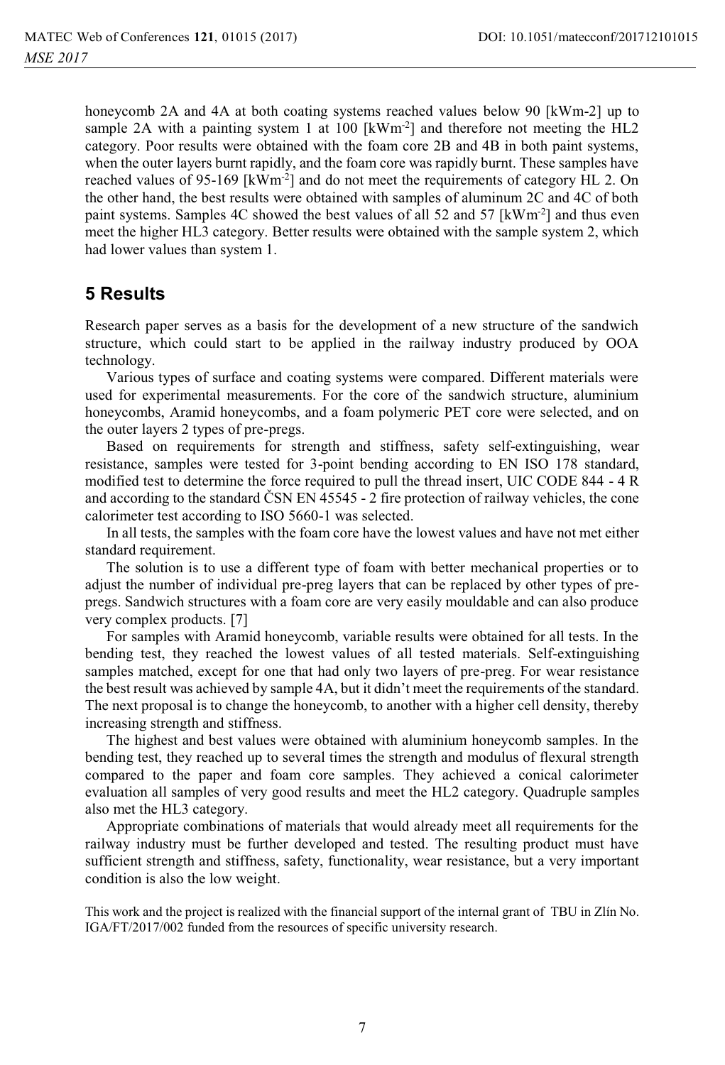honeycomb 2A and 4A at both coating systems reached values below 90 [kWm-2] up to sample 2A with a painting system 1 at 100 [$kWm^{-2}$] and therefore not meeting the HL2 category. Poor results were obtained with the foam core 2B and 4B in both paint systems, when the outer layers burnt rapidly, and the foam core was rapidly burnt. These samples have reached values of 95-169 [$kWm^{-2}$] and do not meet the requirements of category HL 2. On the other hand, the best results were obtained with samples of aluminum 2C and 4C of both paint systems. Samples 4C showed the best values of all 52 and 57 [$kWm^{-2}$] and thus even meet the higher HL3 category. Better results were obtained with the sample system 2, which had lower values than system 1.

## 5 Results

Research paper serves as a basis for the development of a new structure of the sandwich structure, which could start to be applied in the railway industry produced by OOA technology.

Various types of surface and coating systems were compared. Different materials were used for experimental measurements. For the core of the sandwich structure, aluminium honeycombs, Aramid honeycombs, and a foam polymeric PET core were selected, and on the outer layers 2 types of pre-pregs.

Based on requirements for strength and stiffness, safety self-extinguishing, wear resistance, samples were tested for 3-point bending according to EN ISO 178 standard, modified test to determine the force required to pull the thread insert, UIC CODE 844 - 4 R and according to the standard ČSN EN 45545 - 2 fire protection of railway vehicles, the cone calorimeter test according to ISO 5660-1 was selected.

In all tests, the samples with the foam core have the lowest values and have not met either standard requirement.

The solution is to use a different type of foam with better mechanical properties or to adjust the number of individual pre-preg layers that can be replaced by other types of pre-pregs. Sandwich structures with a foam core are very easily mouldable and can also produce very complex products. [7]

For samples with Aramid honeycomb, variable results were obtained for all tests. In the bending test, they reached the lowest values of all tested materials. Self-extinguishing samples matched, except for one that had only two layers of pre-preg. For wear resistance the best result was achieved by sample 4A, but it didn't meet the requirements of the standard. The next proposal is to change the honeycomb, to another with a higher cell density, thereby increasing strength and stiffness.

The highest and best values were obtained with aluminium honeycomb samples. In the bending test, they reached up to several times the strength and modulus of flexural strength compared to the paper and foam core samples. They achieved a conical calorimeter evaluation all samples of very good results and meet the HL2 category. Quadruple samples also met the HL3 category.

Appropriate combinations of materials that would already meet all requirements for the railway industry must be further developed and tested. The resulting product must have sufficient strength and stiffness, safety, functionality, wear resistance, but a very important condition is also the low weight.

This work and the project is realized with the financial support of the internal grant of TBU in Zlín No. IGA/FT/2017/002 funded from the resources of specific university research.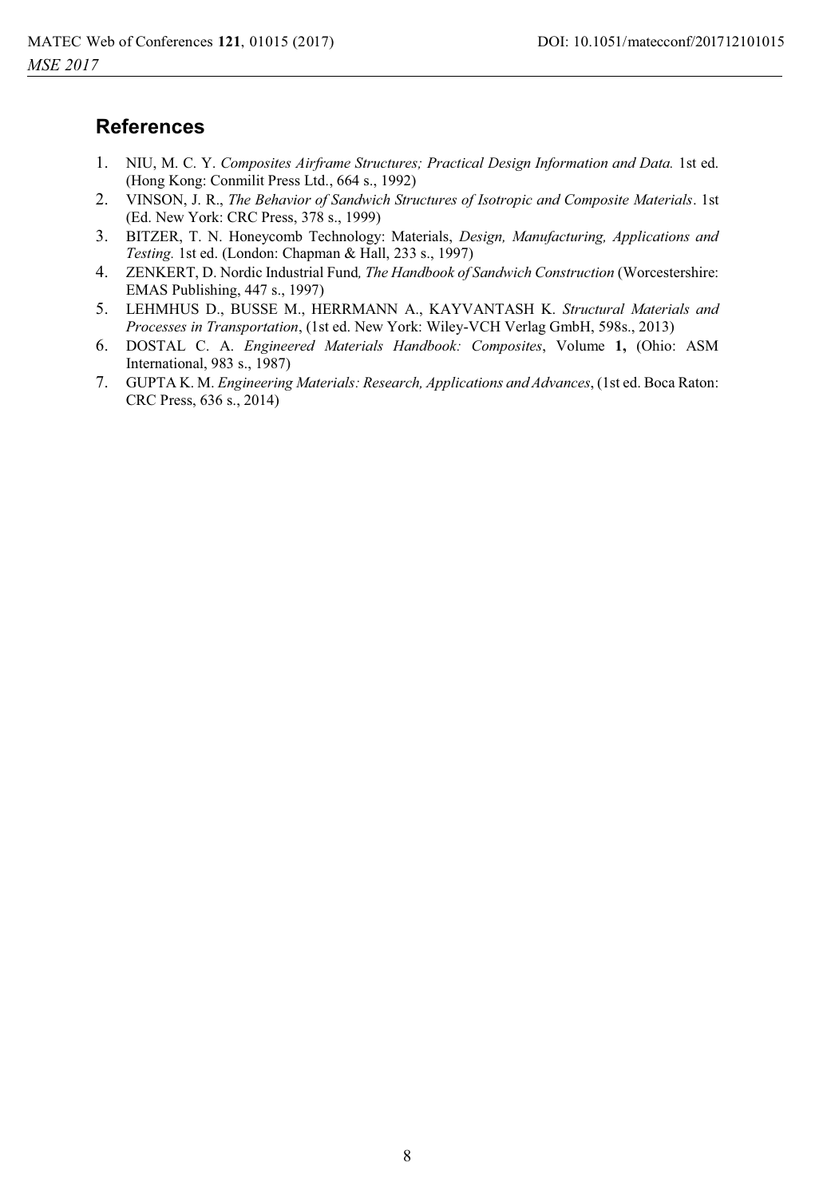## References

1. NIU, M. C. Y. *Composites Airframe Structures; Practical Design Information and Data.* 1st ed. (Hong Kong: Conmilit Press Ltd., 664 s., 1992)
2. VINSON, J. R., *The Behavior of Sandwich Structures of Isotropic and Composite Materials*. 1st (Ed. New York: CRC Press, 378 s., 1999)
3. BITZER, T. N. Honeycomb Technology: Materials, *Design, Manufacturing, Applications and Testing.* 1st ed. (London: Chapman & Hall, 233 s., 1997)
4. ZENKERT, D. Nordic Industrial Fund*, The Handbook of Sandwich Construction* (Worcestershire: EMAS Publishing, 447 s., 1997)
5. LEHMHUS D., BUSSE M., HERRMANN A., KAYVANTASH K. *Structural Materials and Processes in Transportation*, (1st ed. New York: Wiley-VCH Verlag GmbH, 598s., 2013)
6. DOSTAL C. A. *Engineered Materials Handbook: Composites*, Volume **1,** (Ohio: ASM International, 983 s., 1987)
7. GUPTA K. M. *Engineering Materials: Research, Applications and Advances*, (1st ed. Boca Raton: CRC Press, 636 s., 2014)